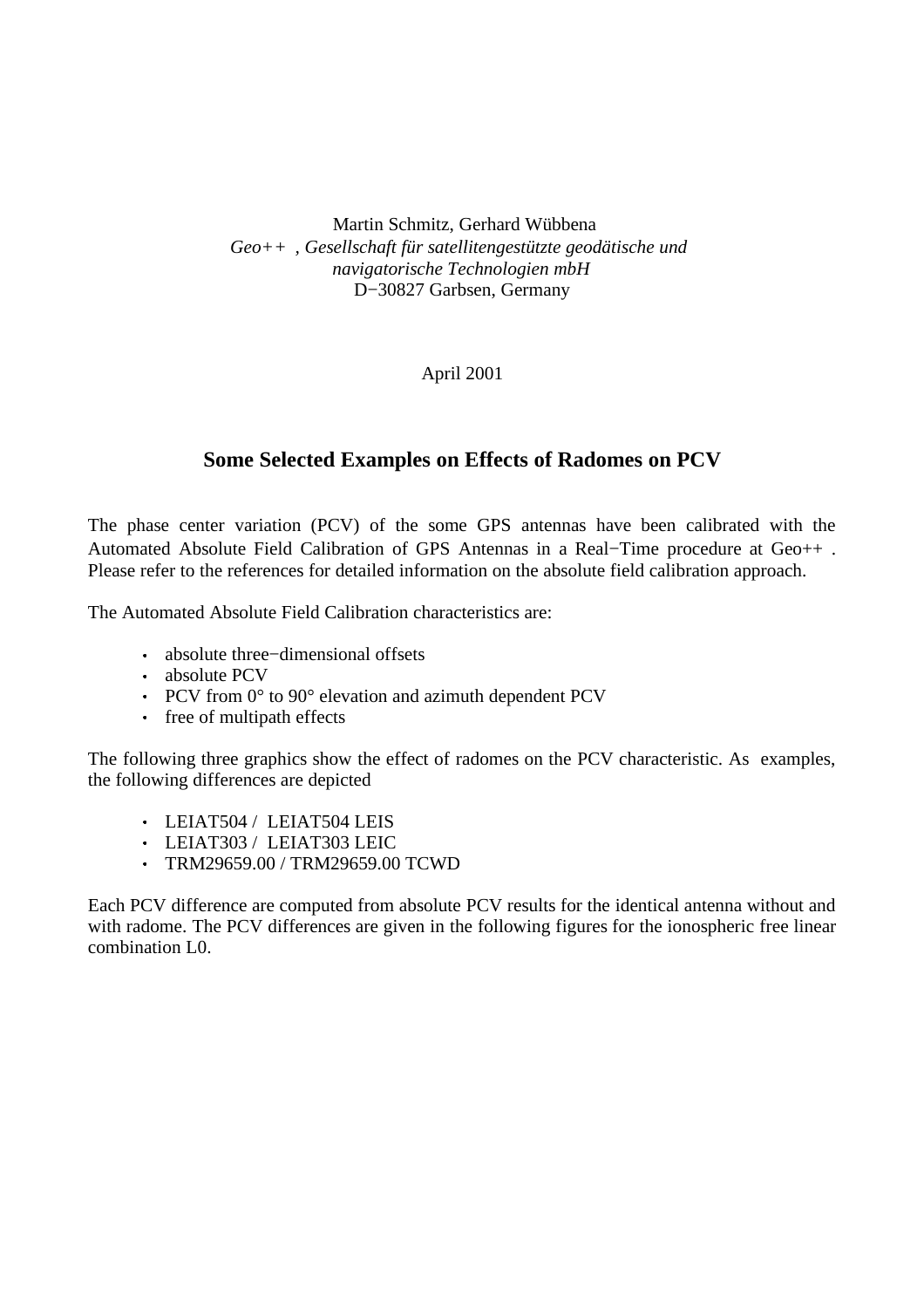Martin Schmitz, Gerhard Wübbena
*Geo++ , Gesellschaft für satellitengestützte geodätische und navigatorische Technologien mbH*
D−30827 Garbsen, Germany

April 2001

## Some Selected Examples on Effects of Radomes on PCV

The phase center variation (PCV) of the some GPS antennas have been calibrated with the Automated Absolute Field Calibration of GPS Antennas in a Real−Time procedure at Geo++ . Please refer to the references for detailed information on the absolute field calibration approach.

The Automated Absolute Field Calibration characteristics are:

- absolute three−dimensional offsets
- absolute PCV
- PCV from 0° to 90° elevation and azimuth dependent PCV
- free of multipath effects

The following three graphics show the effect of radomes on the PCV characteristic. As examples, the following differences are depicted

- LEIAT504 / LEIAT504 LEIS
- LEIAT303 / LEIAT303 LEIC
- TRM29659.00 / TRM29659.00 TCWD

Each PCV difference are computed from absolute PCV results for the identical antenna without and with radome. The PCV differences are given in the following figures for the ionospheric free linear combination L0.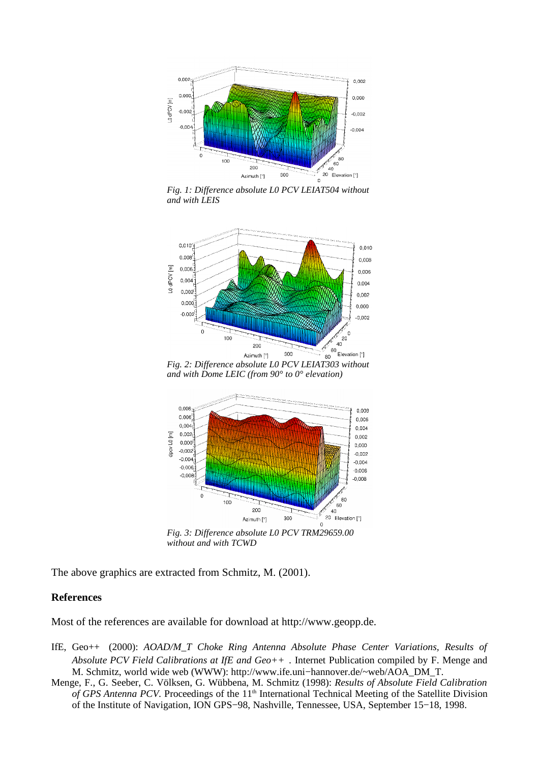*Fig. 1: Difference absolute L0 PCV LEIAT504 without and with LEIS*

*Fig. 2: Difference absolute L0 PCV LEIAT303 without and with Dome LEIC (from 90° to 0° elevation)*

*Fig. 3: Difference absolute L0 PCV TRM29659.00 without and with TCWD*

The above graphics are extracted from Schmitz, M. (2001).

**References**

Most of the references are available for download at http://www.geopp.de.

IfE, Geo++ (2000): *AOAD/M_T Choke Ring Antenna Absolute Phase Center Variations, Results of Absolute PCV Field Calibrations at IfE and Geo++* . Internet Publication compiled by F. Menge and M. Schmitz, world wide web (WWW): http://www.ife.uni−hannover.de/~web/AOA_DM_T.

Menge, F., G. Seeber, C. Völksen, G. Wübbena, M. Schmitz (1998): *Results of Absolute Field Calibration of GPS Antenna PCV.* Proceedings of the 11th International Technical Meeting of the Satellite Division of the Institute of Navigation, ION GPS−98, Nashville, Tennessee, USA, September 15−18, 1998.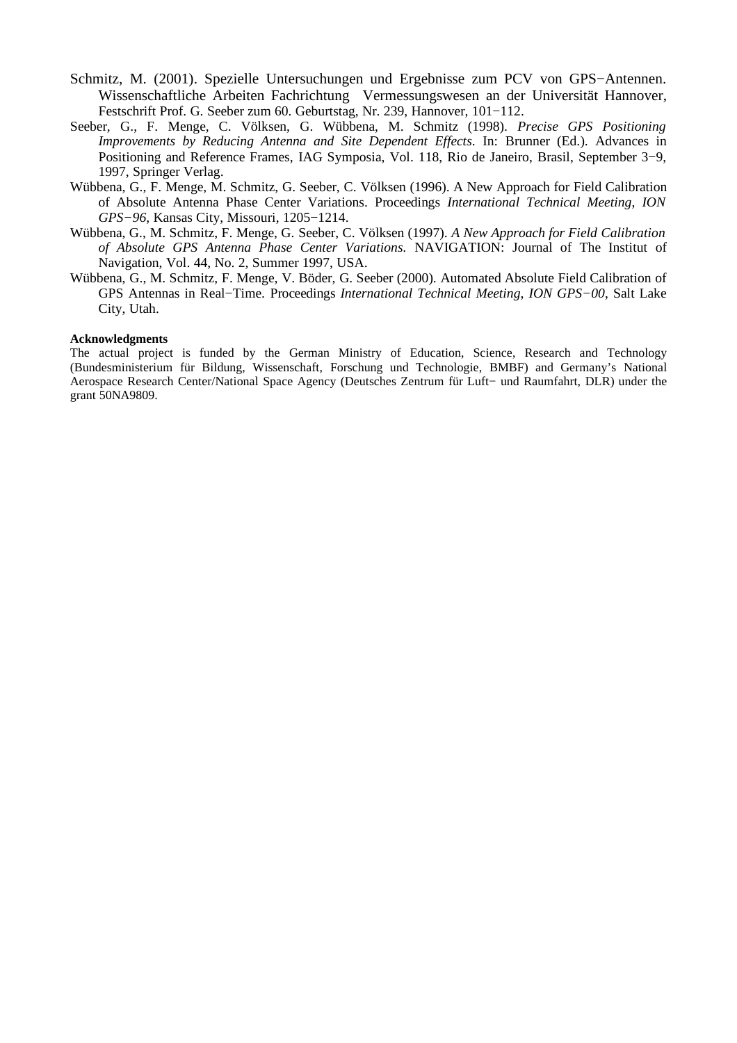Schmitz, M. (2001). Spezielle Untersuchungen und Ergebnisse zum PCV von GPS−Antennen. Wissenschaftliche Arbeiten Fachrichtung Vermessungswesen an der Universität Hannover, Festschrift Prof. G. Seeber zum 60. Geburtstag, Nr. 239, Hannover, 101−112.

Seeber, G., F. Menge, C. Völksen, G. Wübbena, M. Schmitz (1998). *Precise GPS Positioning Improvements by Reducing Antenna and Site Dependent Effects*. In: Brunner (Ed.). Advances in Positioning and Reference Frames, IAG Symposia, Vol. 118, Rio de Janeiro, Brasil, September 3−9, 1997, Springer Verlag.

Wübbena, G., F. Menge, M. Schmitz, G. Seeber, C. Völksen (1996). A New Approach for Field Calibration of Absolute Antenna Phase Center Variations. Proceedings *International Technical Meeting, ION GPS−96*, Kansas City, Missouri, 1205−1214.

Wübbena, G., M. Schmitz, F. Menge, G. Seeber, C. Völksen (1997). *A New Approach for Field Calibration of Absolute GPS Antenna Phase Center Variations.* NAVIGATION: Journal of The Institut of Navigation, Vol. 44, No. 2, Summer 1997, USA.

Wübbena, G., M. Schmitz, F. Menge, V. Böder, G. Seeber (2000). Automated Absolute Field Calibration of GPS Antennas in Real−Time. Proceedings *International Technical Meeting, ION GPS−00*, Salt Lake City, Utah.

**Acknowledgments**

The actual project is funded by the German Ministry of Education, Science, Research and Technology (Bundesministerium für Bildung, Wissenschaft, Forschung und Technologie, BMBF) and Germany's National Aerospace Research Center/National Space Agency (Deutsches Zentrum für Luft− und Raumfahrt, DLR) under the grant 50NA9809.